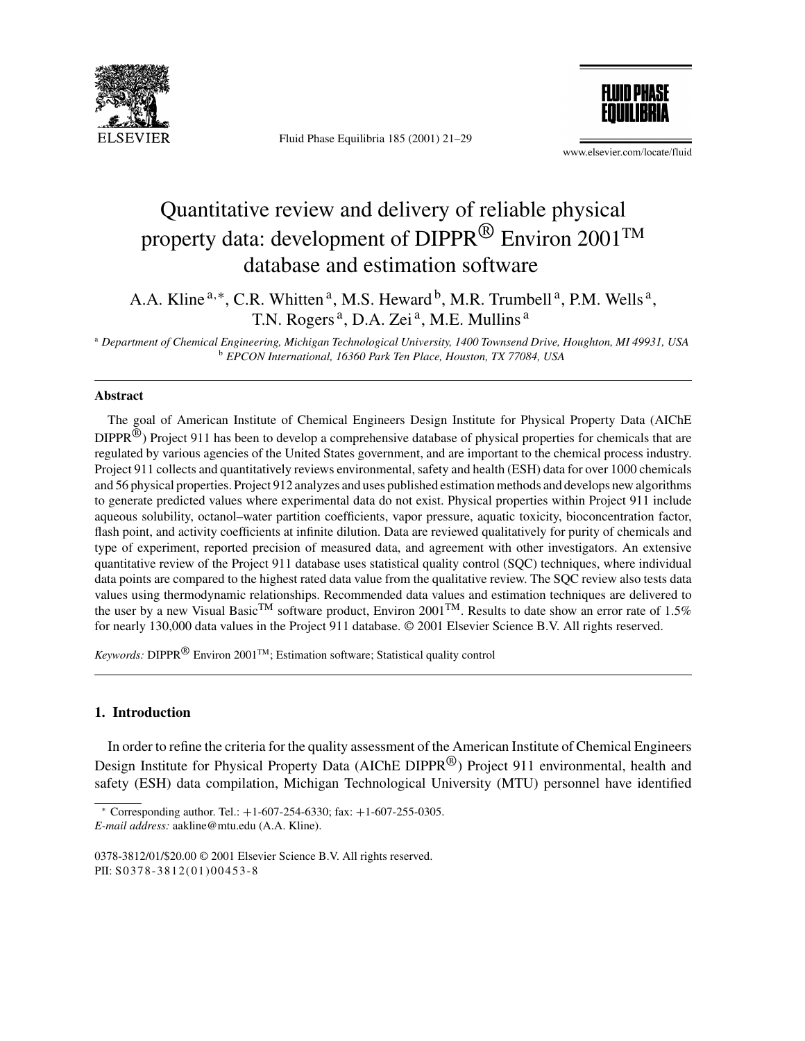# Quantitative review and delivery of reliable physical property data: development of DIPPR® Environ 2001™ database and estimation software

A.A. Kline [a,*], C.R. Whitten [a], M.S. Heward [b], M.R. Trumbell [a], P.M. Wells [a], T.N. Rogers [a], D.A. Zei [a], M.E. Mullins [a]

[a] *Department of Chemical Engineering, Michigan Technological University, 1400 Townsend Drive, Houghton, MI 49931, USA*
[b] *EPCON International, 16360 Park Ten Place, Houston, TX 77084, USA*

## Abstract

The goal of American Institute of Chemical Engineers Design Institute for Physical Property Data (AIChE DIPPR®) Project 911 has been to develop a comprehensive database of physical properties for chemicals that are regulated by various agencies of the United States government, and are important to the chemical process industry. Project 911 collects and quantitatively reviews environmental, safety and health (ESH) data for over 1000 chemicals and 56 physical properties. Project 912 analyzes and uses published estimation methods and develops new algorithms to generate predicted values where experimental data do not exist. Physical properties within Project 911 include aqueous solubility, octanol–water partition coefficients, vapor pressure, aquatic toxicity, bioconcentration factor, flash point, and activity coefficients at infinite dilution. Data are reviewed qualitatively for purity of chemicals and type of experiment, reported precision of measured data, and agreement with other investigators. An extensive quantitative review of the Project 911 database uses statistical quality control (SQC) techniques, where individual data points are compared to the highest rated data value from the qualitative review. The SQC review also tests data values using thermodynamic relationships. Recommended data values and estimation techniques are delivered to the user by a new Visual Basic™ software product, Environ 2001™. Results to date show an error rate of 1.5% for nearly 130,000 data values in the Project 911 database. © 2001 Elsevier Science B.V. All rights reserved.

*Keywords:* DIPPR® Environ 2001™; Estimation software; Statistical quality control

## 1. Introduction

In order to refine the criteria for the quality assessment of the American Institute of Chemical Engineers Design Institute for Physical Property Data (AIChE DIPPR®) Project 911 environmental, health and safety (ESH) data compilation, Michigan Technological University (MTU) personnel have identified

\* Corresponding author. Tel.: +1-607-254-6330; fax: +1-607-255-0305.
*E-mail address:* aakline@mtu.edu (A.A. Kline).

0378-3812/01/$20.00 © 2001 Elsevier Science B.V. All rights reserved.
PII: S0378-3812(01)00453-8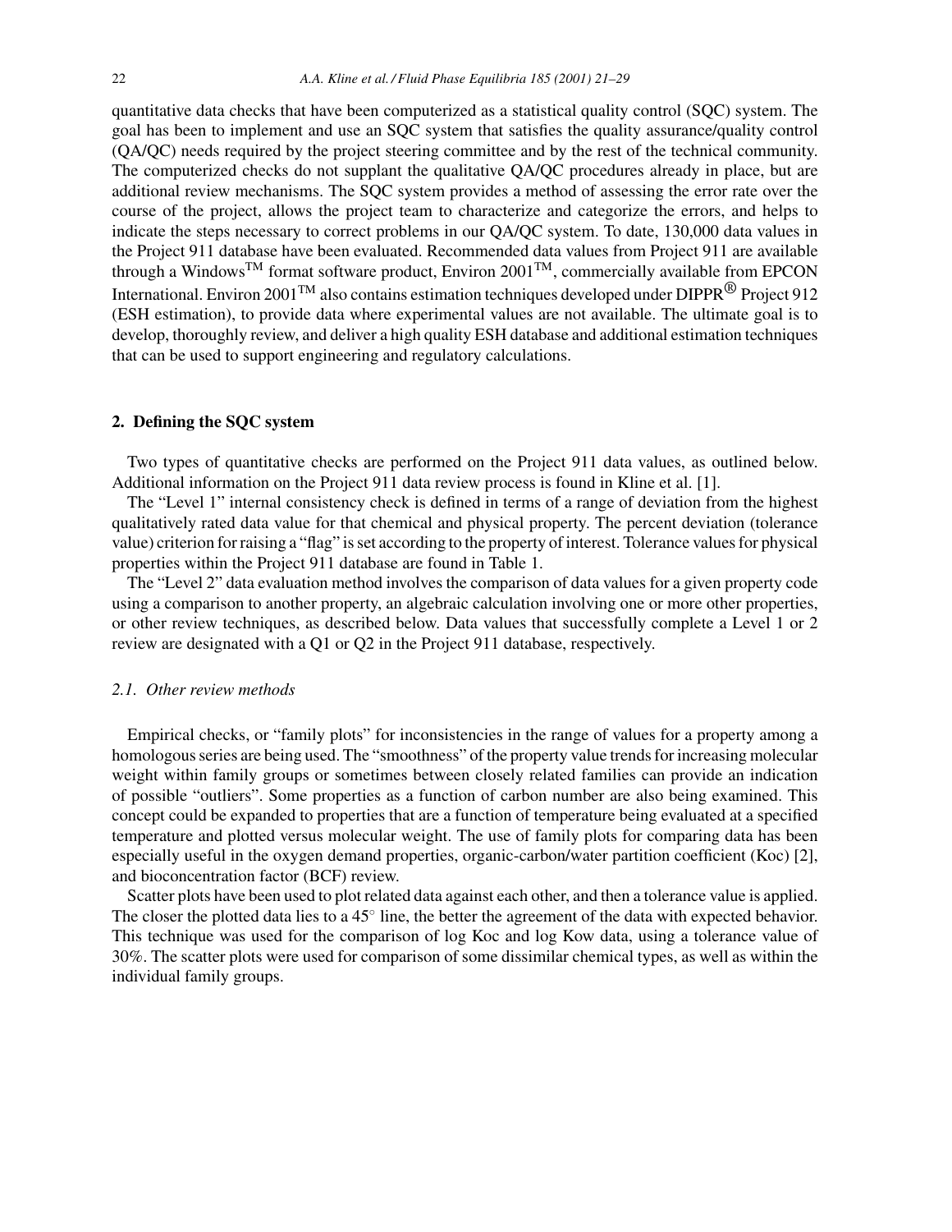quantitative data checks that have been computerized as a statistical quality control (SQC) system. The goal has been to implement and use an SQC system that satisfies the quality assurance/quality control (QA/QC) needs required by the project steering committee and by the rest of the technical community. The computerized checks do not supplant the qualitative QA/QC procedures already in place, but are additional review mechanisms. The SQC system provides a method of assessing the error rate over the course of the project, allows the project team to characterize and categorize the errors, and helps to indicate the steps necessary to correct problems in our QA/QC system. To date, 130,000 data values in the Project 911 database have been evaluated. Recommended data values from Project 911 are available through a Windows™ format software product, Environ 2001™, commercially available from EPCON International. Environ 2001™ also contains estimation techniques developed under DIPPR® Project 912 (ESH estimation), to provide data where experimental values are not available. The ultimate goal is to develop, thoroughly review, and deliver a high quality ESH database and additional estimation techniques that can be used to support engineering and regulatory calculations.

## 2. Defining the SQC system

Two types of quantitative checks are performed on the Project 911 data values, as outlined below. Additional information on the Project 911 data review process is found in Kline et al. [1].

The "Level 1" internal consistency check is defined in terms of a range of deviation from the highest qualitatively rated data value for that chemical and physical property. The percent deviation (tolerance value) criterion for raising a "flag" is set according to the property of interest. Tolerance values for physical properties within the Project 911 database are found in Table 1.

The "Level 2" data evaluation method involves the comparison of data values for a given property code using a comparison to another property, an algebraic calculation involving one or more other properties, or other review techniques, as described below. Data values that successfully complete a Level 1 or 2 review are designated with a Q1 or Q2 in the Project 911 database, respectively.

### *2.1. Other review methods*

Empirical checks, or "family plots" for inconsistencies in the range of values for a property among a homologous series are being used. The "smoothness" of the property value trends for increasing molecular weight within family groups or sometimes between closely related families can provide an indication of possible "outliers". Some properties as a function of carbon number are also being examined. This concept could be expanded to properties that are a function of temperature being evaluated at a specified temperature and plotted versus molecular weight. The use of family plots for comparing data has been especially useful in the oxygen demand properties, organic-carbon/water partition coefficient (Koc) [2], and bioconcentration factor (BCF) review.

Scatter plots have been used to plot related data against each other, and then a tolerance value is applied. The closer the plotted data lies to a 45° line, the better the agreement of the data with expected behavior. This technique was used for the comparison of log Koc and log Kow data, using a tolerance value of 30%. The scatter plots were used for comparison of some dissimilar chemical types, as well as within the individual family groups.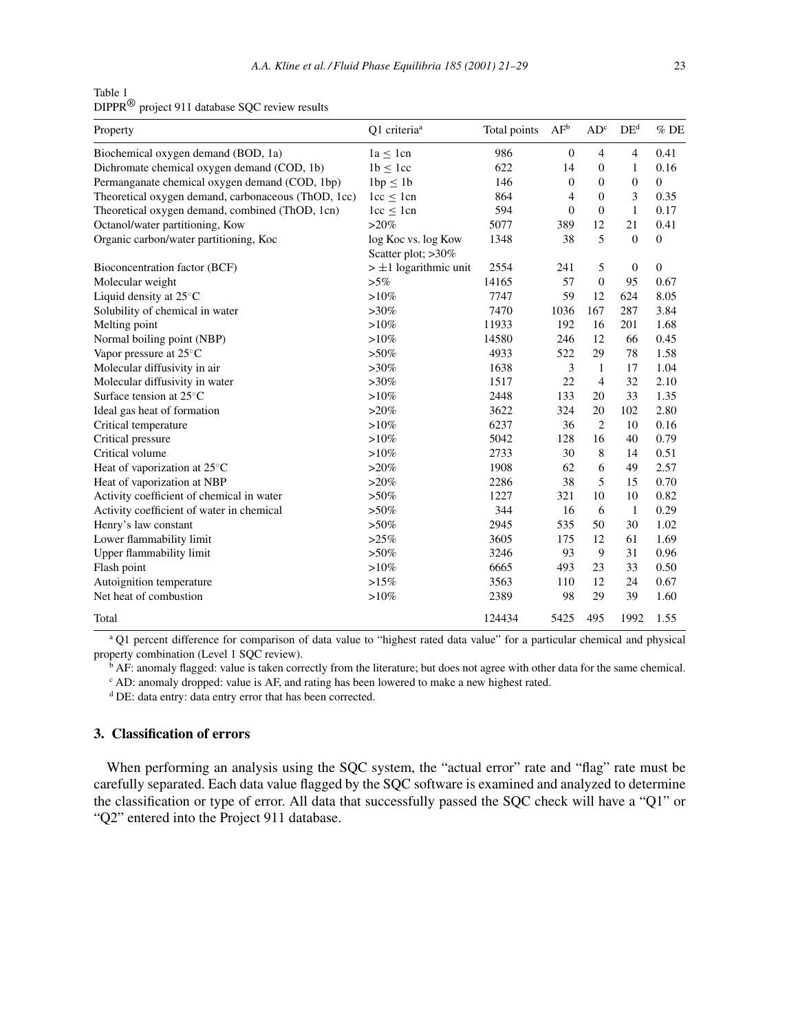Table 1
DIPPR® project 911 database SQC review results

| Property | Q1 criteria[a] | Total points | AF[b] | AD[c] | DE[d] | % DE |
|---|---|---|---|---|---|---|
| Biochemical oxygen demand (BOD, 1a) | 1a ≤ 1cn | 986 | 0 | 4 | 4 | 0.41 |
| Dichromate chemical oxygen demand (COD, 1b) | 1b ≤ 1cc | 622 | 14 | 0 | 1 | 0.16 |
| Permanganate chemical oxygen demand (COD, 1bp) | 1bp ≤ 1b | 146 | 0 | 0 | 0 | 0 |
| Theoretical oxygen demand, carbonaceous (ThOD, 1cc) | 1cc ≤ 1cn | 864 | 4 | 0 | 3 | 0.35 |
| Theoretical oxygen demand, combined (ThOD, 1cn) | 1cc ≤ 1cn | 594 | 0 | 0 | 1 | 0.17 |
| Octanol/water partitioning, Kow | >20% | 5077 | 389 | 12 | 21 | 0.41 |
| Organic carbon/water partitioning, Koc | log Koc vs. log Kow Scatter plot; >30% | 1348 | 38 | 5 | 0 | 0 |
| Bioconcentration factor (BCF) | > ±1 logarithmic unit | 2554 | 241 | 5 | 0 | 0 |
| Molecular weight | >5% | 14165 | 57 | 0 | 95 | 0.67 |
| Liquid density at 25°C | >10% | 7747 | 59 | 12 | 624 | 8.05 |
| Solubility of chemical in water | >30% | 7470 | 1036 | 167 | 287 | 3.84 |
| Melting point | >10% | 11933 | 192 | 16 | 201 | 1.68 |
| Normal boiling point (NBP) | >10% | 14580 | 246 | 12 | 66 | 0.45 |
| Vapor pressure at 25°C | >50% | 4933 | 522 | 29 | 78 | 1.58 |
| Molecular diffusivity in air | >30% | 1638 | 3 | 1 | 17 | 1.04 |
| Molecular diffusivity in water | >30% | 1517 | 22 | 4 | 32 | 2.10 |
| Surface tension at 25°C | >10% | 2448 | 133 | 20 | 33 | 1.35 |
| Ideal gas heat of formation | >20% | 3622 | 324 | 20 | 102 | 2.80 |
| Critical temperature | >10% | 6237 | 36 | 2 | 10 | 0.16 |
| Critical pressure | >10% | 5042 | 128 | 16 | 40 | 0.79 |
| Critical volume | >10% | 2733 | 30 | 8 | 14 | 0.51 |
| Heat of vaporization at 25°C | >20% | 1908 | 62 | 6 | 49 | 2.57 |
| Heat of vaporization at NBP | >20% | 2286 | 38 | 5 | 15 | 0.70 |
| Activity coefficient of chemical in water | >50% | 1227 | 321 | 10 | 10 | 0.82 |
| Activity coefficient of water in chemical | >50% | 344 | 16 | 6 | 1 | 0.29 |
| Henry's law constant | >50% | 2945 | 535 | 50 | 30 | 1.02 |
| Lower flammability limit | >25% | 3605 | 175 | 12 | 61 | 1.69 |
| Upper flammability limit | >50% | 3246 | 93 | 9 | 31 | 0.96 |
| Flash point | >10% | 6665 | 493 | 23 | 33 | 0.50 |
| Autoignition temperature | >15% | 3563 | 110 | 12 | 24 | 0.67 |
| Net heat of combustion | >10% | 2389 | 98 | 29 | 39 | 1.60 |
| Total | | 124434 | 5425 | 495 | 1992 | 1.55 |

[a] Q1 percent difference for comparison of data value to "highest rated data value" for a particular chemical and physical property combination (Level 1 SQC review).

[b] AF: anomaly flagged: value is taken correctly from the literature; but does not agree with other data for the same chemical.

[c] AD: anomaly dropped: value is AF, and rating has been lowered to make a new highest rated.

[d] DE: data entry: data entry error that has been corrected.

## 3. Classification of errors

When performing an analysis using the SQC system, the "actual error" rate and "flag" rate must be carefully separated. Each data value flagged by the SQC software is examined and analyzed to determine the classification or type of error. All data that successfully passed the SQC check will have a "Q1" or "Q2" entered into the Project 911 database.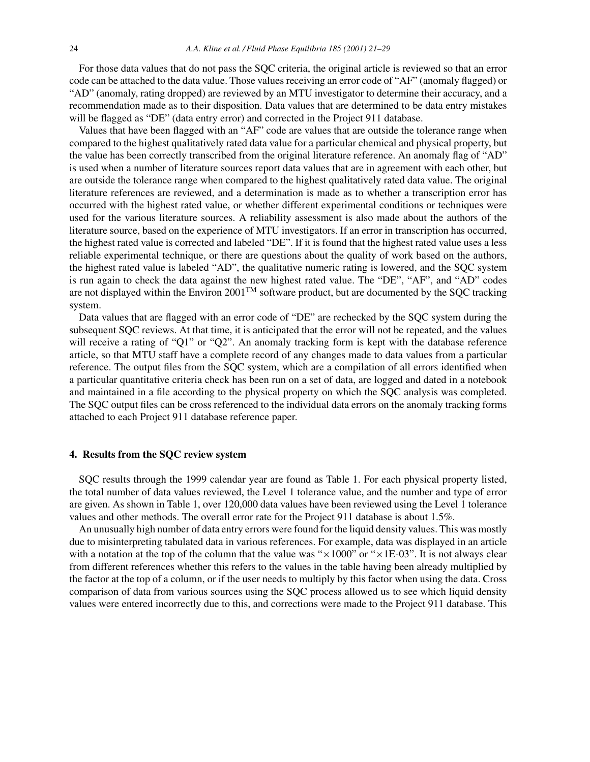For those data values that do not pass the SQC criteria, the original article is reviewed so that an error code can be attached to the data value. Those values receiving an error code of "AF" (anomaly flagged) or "AD" (anomaly, rating dropped) are reviewed by an MTU investigator to determine their accuracy, and a recommendation made as to their disposition. Data values that are determined to be data entry mistakes will be flagged as "DE" (data entry error) and corrected in the Project 911 database.

Values that have been flagged with an "AF" code are values that are outside the tolerance range when compared to the highest qualitatively rated data value for a particular chemical and physical property, but the value has been correctly transcribed from the original literature reference. An anomaly flag of "AD" is used when a number of literature sources report data values that are in agreement with each other, but are outside the tolerance range when compared to the highest qualitatively rated data value. The original literature references are reviewed, and a determination is made as to whether a transcription error has occurred with the highest rated value, or whether different experimental conditions or techniques were used for the various literature sources. A reliability assessment is also made about the authors of the literature source, based on the experience of MTU investigators. If an error in transcription has occurred, the highest rated value is corrected and labeled "DE". If it is found that the highest rated value uses a less reliable experimental technique, or there are questions about the quality of work based on the authors, the highest rated value is labeled "AD", the qualitative numeric rating is lowered, and the SQC system is run again to check the data against the new highest rated value. The "DE", "AF", and "AD" codes are not displayed within the Environ 2001™ software product, but are documented by the SQC tracking system.

Data values that are flagged with an error code of "DE" are rechecked by the SQC system during the subsequent SQC reviews. At that time, it is anticipated that the error will not be repeated, and the values will receive a rating of "Q1" or "Q2". An anomaly tracking form is kept with the database reference article, so that MTU staff have a complete record of any changes made to data values from a particular reference. The output files from the SQC system, which are a compilation of all errors identified when a particular quantitative criteria check has been run on a set of data, are logged and dated in a notebook and maintained in a file according to the physical property on which the SQC analysis was completed. The SQC output files can be cross referenced to the individual data errors on the anomaly tracking forms attached to each Project 911 database reference paper.

## 4. Results from the SQC review system

SQC results through the 1999 calendar year are found as Table 1. For each physical property listed, the total number of data values reviewed, the Level 1 tolerance value, and the number and type of error are given. As shown in Table 1, over 120,000 data values have been reviewed using the Level 1 tolerance values and other methods. The overall error rate for the Project 911 database is about 1.5%.

An unusually high number of data entry errors were found for the liquid density values. This was mostly due to misinterpreting tabulated data in various references. For example, data was displayed in an article with a notation at the top of the column that the value was "×1000" or "×1E-03". It is not always clear from different references whether this refers to the values in the table having been already multiplied by the factor at the top of a column, or if the user needs to multiply by this factor when using the data. Cross comparison of data from various sources using the SQC process allowed us to see which liquid density values were entered incorrectly due to this, and corrections were made to the Project 911 database. This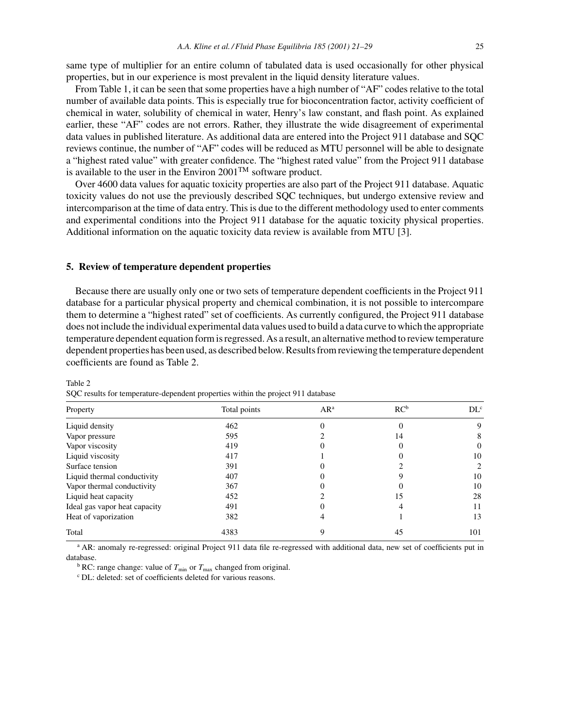same type of multiplier for an entire column of tabulated data is used occasionally for other physical properties, but in our experience is most prevalent in the liquid density literature values.

From Table 1, it can be seen that some properties have a high number of "AF" codes relative to the total number of available data points. This is especially true for bioconcentration factor, activity coefficient of chemical in water, solubility of chemical in water, Henry's law constant, and flash point. As explained earlier, these "AF" codes are not errors. Rather, they illustrate the wide disagreement of experimental data values in published literature. As additional data are entered into the Project 911 database and SQC reviews continue, the number of "AF" codes will be reduced as MTU personnel will be able to designate a "highest rated value" with greater confidence. The "highest rated value" from the Project 911 database is available to the user in the Environ 2001™ software product.

Over 4600 data values for aquatic toxicity properties are also part of the Project 911 database. Aquatic toxicity values do not use the previously described SQC techniques, but undergo extensive review and intercomparison at the time of data entry. This is due to the different methodology used to enter comments and experimental conditions into the Project 911 database for the aquatic toxicity physical properties. Additional information on the aquatic toxicity data review is available from MTU [3].

## 5. Review of temperature dependent properties

Because there are usually only one or two sets of temperature dependent coefficients in the Project 911 database for a particular physical property and chemical combination, it is not possible to intercompare them to determine a "highest rated" set of coefficients. As currently configured, the Project 911 database does not include the individual experimental data values used to build a data curve to which the appropriate temperature dependent equation form is regressed. As a result, an alternative method to review temperature dependent properties has been used, as described below. Results from reviewing the temperature dependent coefficients are found as Table 2.

Table 2
SQC results for temperature-dependent properties within the project 911 database

| Property | Total points | AR[a] | RC[b] | DL[c] |
|---|---|---|---|---|
| Liquid density | 462 | 0 | 0 | 9 |
| Vapor pressure | 595 | 2 | 14 | 8 |
| Vapor viscosity | 419 | 0 | 0 | 0 |
| Liquid viscosity | 417 | 1 | 0 | 10 |
| Surface tension | 391 | 0 | 2 | 2 |
| Liquid thermal conductivity | 407 | 0 | 9 | 10 |
| Vapor thermal conductivity | 367 | 0 | 0 | 10 |
| Liquid heat capacity | 452 | 2 | 15 | 28 |
| Ideal gas vapor heat capacity | 491 | 0 | 4 | 11 |
| Heat of vaporization | 382 | 4 | 1 | 13 |
| Total | 4383 | 9 | 45 | 101 |

[a] AR: anomaly re-regressed: original Project 911 data file re-regressed with additional data, new set of coefficients put in database.

[b] RC: range change: value of $T_{min}$ or $T_{max}$ changed from original.

[c] DL: deleted: set of coefficients deleted for various reasons.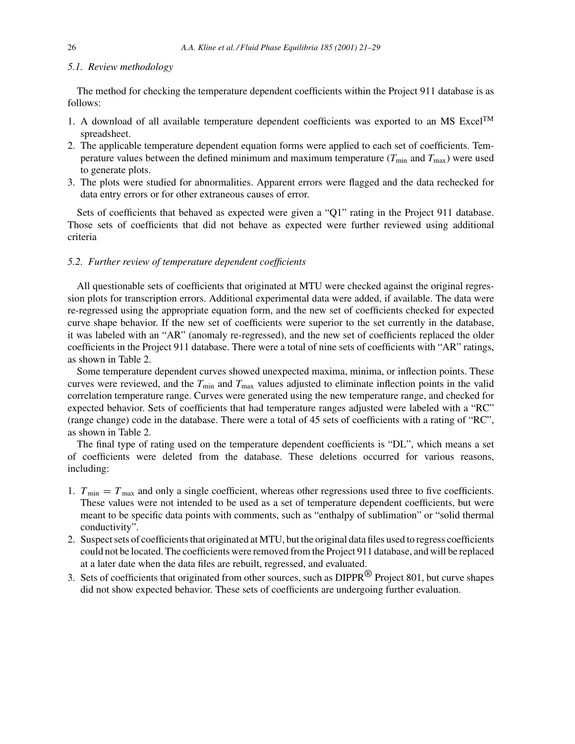### 5.1. Review methodology

The method for checking the temperature dependent coefficients within the Project 911 database is as follows:

1. A download of all available temperature dependent coefficients was exported to an MS Excel™ spreadsheet.
2. The applicable temperature dependent equation forms were applied to each set of coefficients. Temperature values between the defined minimum and maximum temperature ($T_{\min}$ and $T_{\max}$) were used to generate plots.
3. The plots were studied for abnormalities. Apparent errors were flagged and the data rechecked for data entry errors or for other extraneous causes of error.

Sets of coefficients that behaved as expected were given a "Q1" rating in the Project 911 database. Those sets of coefficients that did not behave as expected were further reviewed using additional criteria

### 5.2. Further review of temperature dependent coefficients

All questionable sets of coefficients that originated at MTU were checked against the original regression plots for transcription errors. Additional experimental data were added, if available. The data were re-regressed using the appropriate equation form, and the new set of coefficients checked for expected curve shape behavior. If the new set of coefficients were superior to the set currently in the database, it was labeled with an "AR" (anomaly re-regressed), and the new set of coefficients replaced the older coefficients in the Project 911 database. There were a total of nine sets of coefficients with "AR" ratings, as shown in Table 2.

Some temperature dependent curves showed unexpected maxima, minima, or inflection points. These curves were reviewed, and the $T_{\min}$ and $T_{\max}$ values adjusted to eliminate inflection points in the valid correlation temperature range. Curves were generated using the new temperature range, and checked for expected behavior. Sets of coefficients that had temperature ranges adjusted were labeled with a "RC" (range change) code in the database. There were a total of 45 sets of coefficients with a rating of "RC", as shown in Table 2.

The final type of rating used on the temperature dependent coefficients is "DL", which means a set of coefficients were deleted from the database. These deletions occurred for various reasons, including:

1. $T_{\min} = T_{\max}$ and only a single coefficient, whereas other regressions used three to five coefficients. These values were not intended to be used as a set of temperature dependent coefficients, but were meant to be specific data points with comments, such as "enthalpy of sublimation" or "solid thermal conductivity".
2. Suspect sets of coefficients that originated at MTU, but the original data files used to regress coefficients could not be located. The coefficients were removed from the Project 911 database, and will be replaced at a later date when the data files are rebuilt, regressed, and evaluated.
3. Sets of coefficients that originated from other sources, such as DIPPR® Project 801, but curve shapes did not show expected behavior. These sets of coefficients are undergoing further evaluation.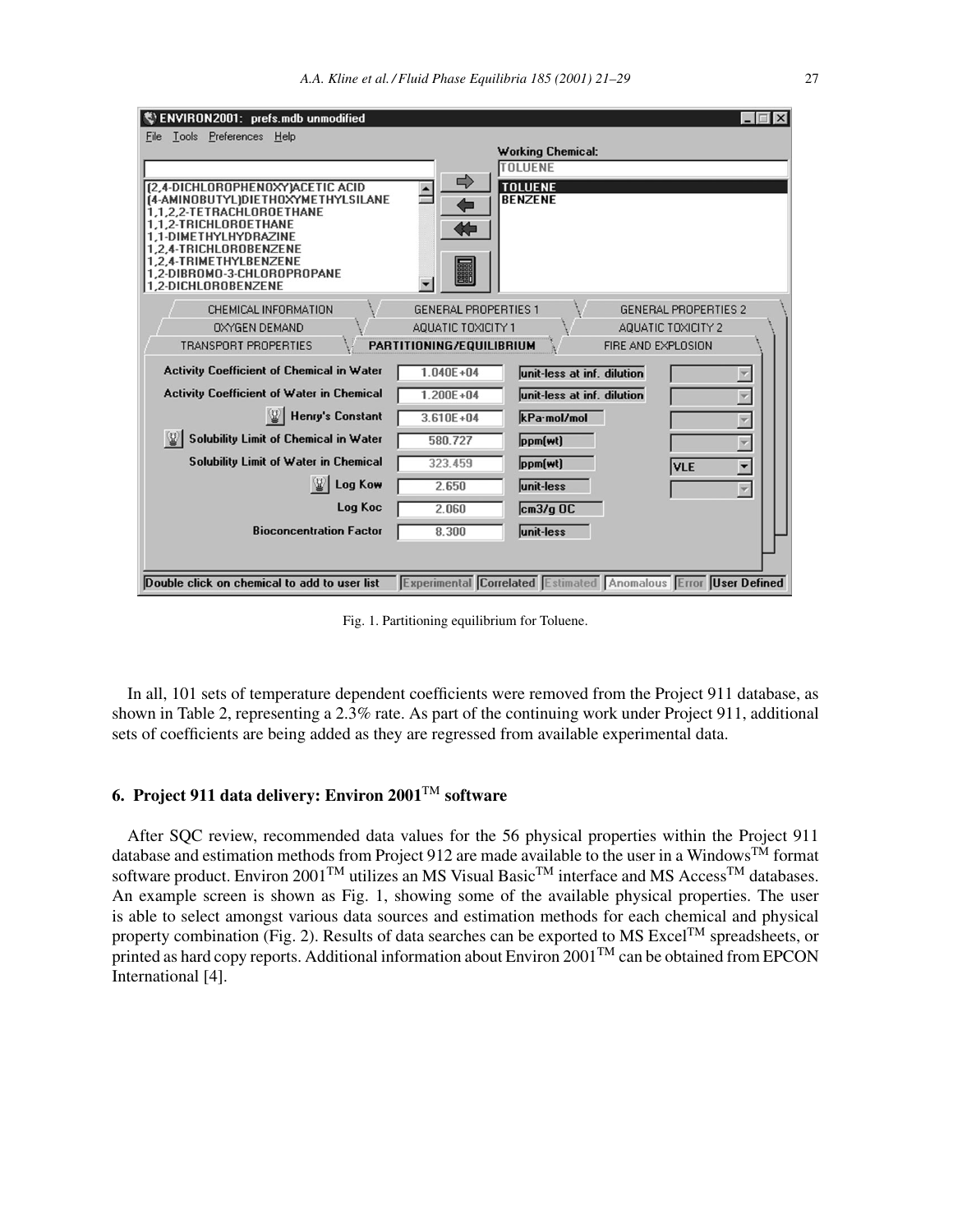Fig. 1. Partitioning equilibrium for Toluene.

In all, 101 sets of temperature dependent coefficients were removed from the Project 911 database, as shown in Table 2, representing a 2.3% rate. As part of the continuing work under Project 911, additional sets of coefficients are being added as they are regressed from available experimental data.

## 6. Project 911 data delivery: Environ 2001™ software

After SQC review, recommended data values for the 56 physical properties within the Project 911 database and estimation methods from Project 912 are made available to the user in a Windows™ format software product. Environ 2001™ utilizes an MS Visual Basic™ interface and MS Access™ databases. An example screen is shown as Fig. 1, showing some of the available physical properties. The user is able to select amongst various data sources and estimation methods for each chemical and physical property combination (Fig. 2). Results of data searches can be exported to MS Excel™ spreadsheets, or printed as hard copy reports. Additional information about Environ 2001™ can be obtained from EPCON International [4].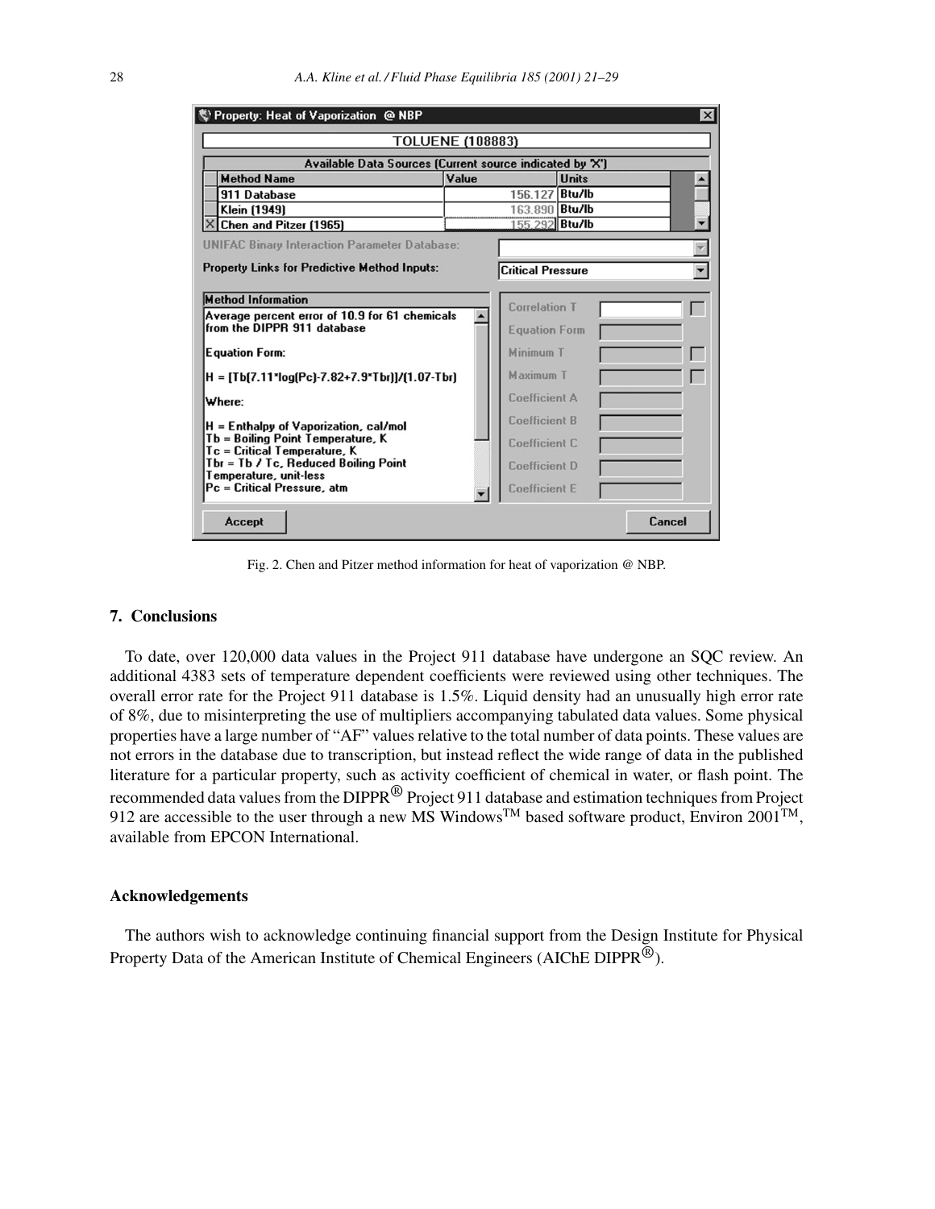Fig. 2. Chen and Pitzer method information for heat of vaporization @ NBP.

## 7. Conclusions

To date, over 120,000 data values in the Project 911 database have undergone an SQC review. An additional 4383 sets of temperature dependent coefficients were reviewed using other techniques. The overall error rate for the Project 911 database is 1.5%. Liquid density had an unusually high error rate of 8%, due to misinterpreting the use of multipliers accompanying tabulated data values. Some physical properties have a large number of "AF" values relative to the total number of data points. These values are not errors in the database due to transcription, but instead reflect the wide range of data in the published literature for a particular property, such as activity coefficient of chemical in water, or flash point. The recommended data values from the DIPPR® Project 911 database and estimation techniques from Project 912 are accessible to the user through a new MS Windows™ based software product, Environ 2001™, available from EPCON International.

## Acknowledgements

The authors wish to acknowledge continuing financial support from the Design Institute for Physical Property Data of the American Institute of Chemical Engineers (AIChE DIPPR®).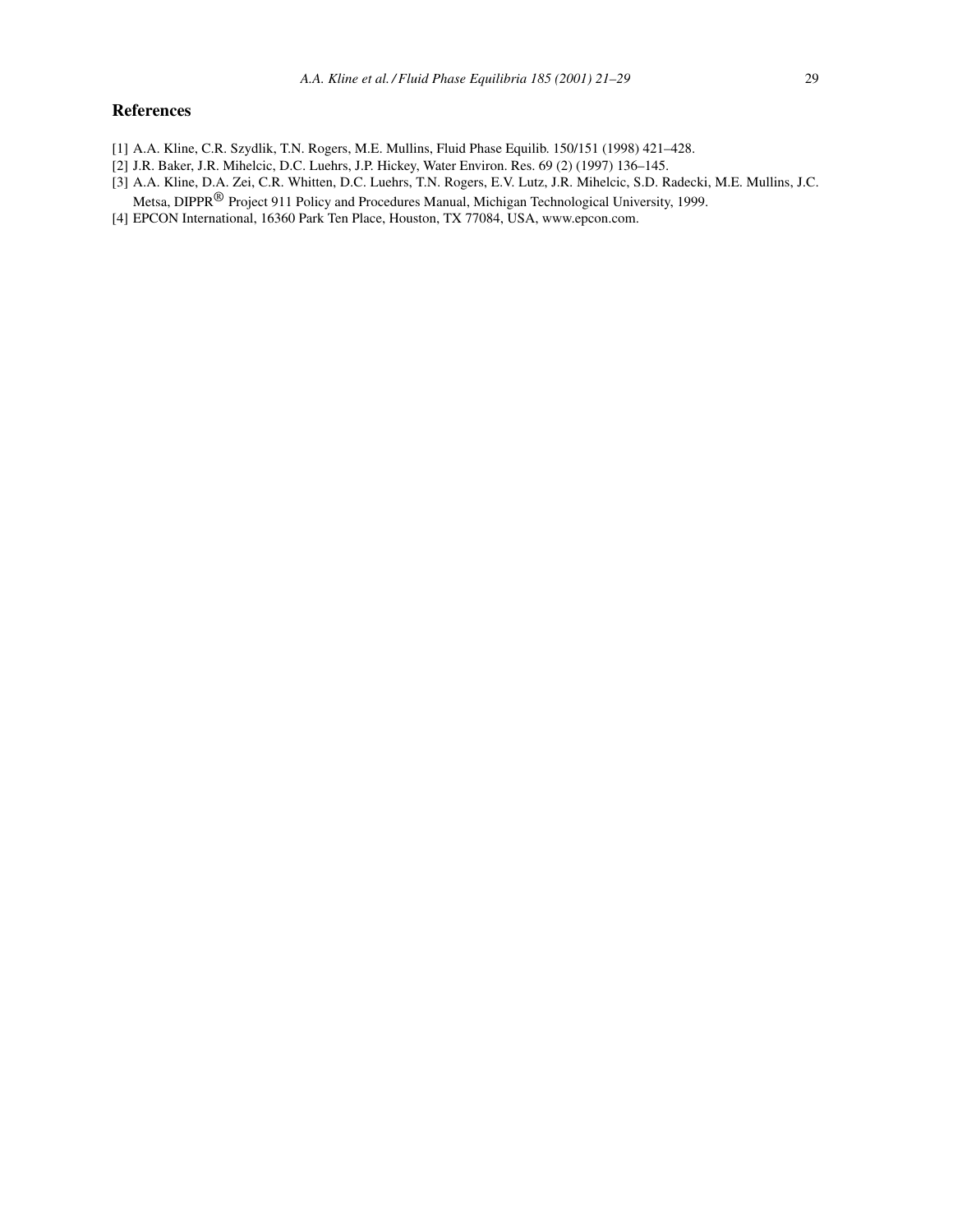## References

[1] A.A. Kline, C.R. Szydlik, T.N. Rogers, M.E. Mullins, Fluid Phase Equilib. 150/151 (1998) 421–428.

[2] J.R. Baker, J.R. Mihelcic, D.C. Luehrs, J.P. Hickey, Water Environ. Res. 69 (2) (1997) 136–145.

[3] A.A. Kline, D.A. Zei, C.R. Whitten, D.C. Luehrs, T.N. Rogers, E.V. Lutz, J.R. Mihelcic, S.D. Radecki, M.E. Mullins, J.C. Metsa, DIPPR® Project 911 Policy and Procedures Manual, Michigan Technological University, 1999.

[4] EPCON International, 16360 Park Ten Place, Houston, TX 77084, USA, www.epcon.com.